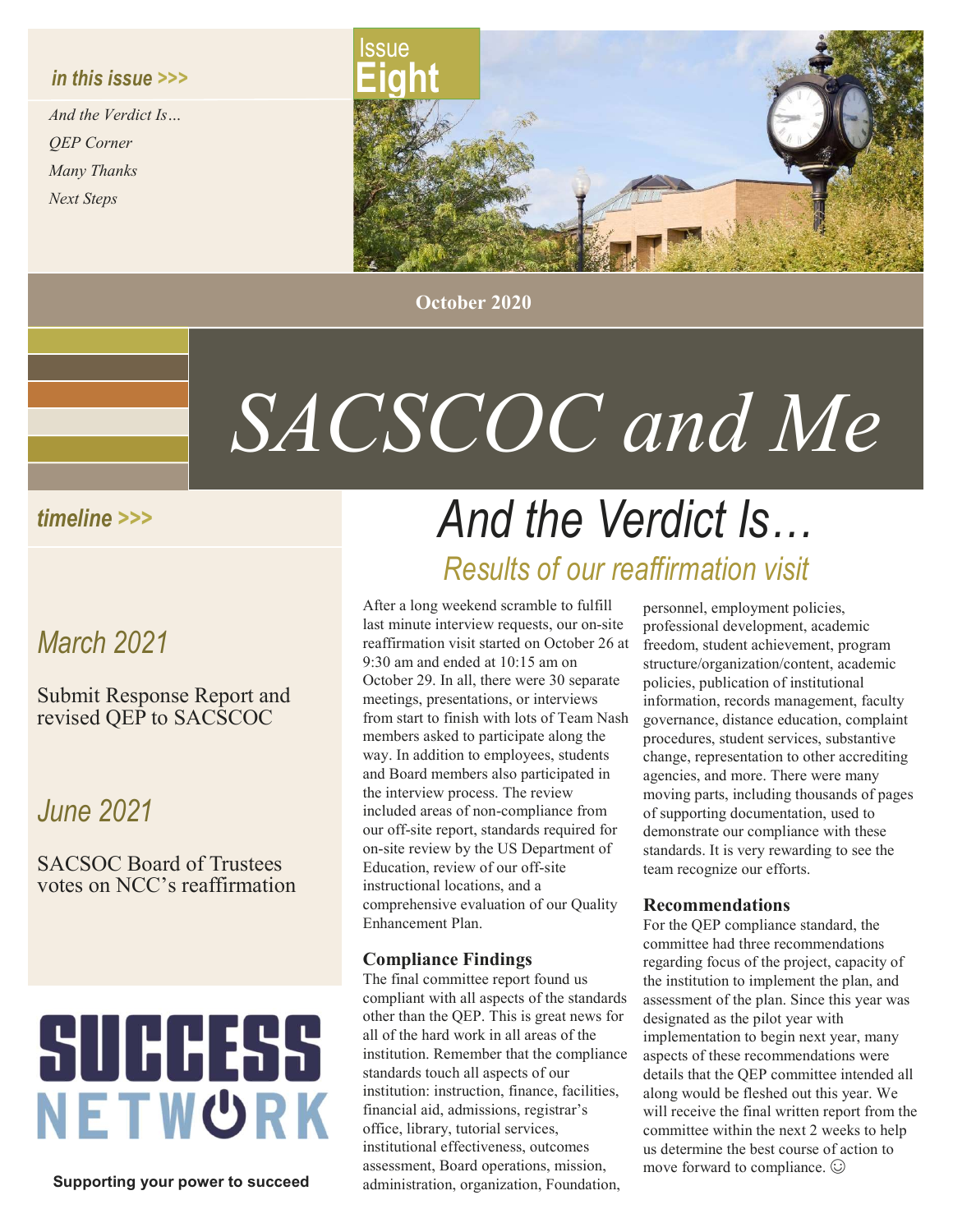*in this issue >>>*

*And the Verdict Is…*
*QEP Corner*
*Many Thanks*
*Next Steps*

Issue **Eight**

**October 2020**

# *SACSCOC and Me*

*timeline >>>*

### *March 2021*

Submit Response Report and revised QEP to SACSCOC

### *June 2021*

SACSOC Board of Trustees votes on NCC's reaffirmation

**SUCCESS NETWORK**

**Supporting your power to succeed**

# *And the Verdict Is…*

## *Results of our reaffirmation visit*

After a long weekend scramble to fulfill last minute interview requests, our on-site reaffirmation visit started on October 26 at 9:30 am and ended at 10:15 am on October 29. In all, there were 30 separate meetings, presentations, or interviews from start to finish with lots of Team Nash members asked to participate along the way. In addition to employees, students and Board members also participated in the interview process. The review included areas of non-compliance from our off-site report, standards required for on-site review by the US Department of Education, review of our off-site instructional locations, and a comprehensive evaluation of our Quality Enhancement Plan.

### Compliance Findings

The final committee report found us compliant with all aspects of the standards other than the QEP. This is great news for all of the hard work in all areas of the institution. Remember that the compliance standards touch all aspects of our institution: instruction, finance, facilities, financial aid, admissions, registrar's office, library, tutorial services, institutional effectiveness, outcomes assessment, Board operations, mission, administration, organization, Foundation, personnel, employment policies, professional development, academic freedom, student achievement, program structure/organization/content, academic policies, publication of institutional information, records management, faculty governance, distance education, complaint procedures, student services, substantive change, representation to other accrediting agencies, and more. There were many moving parts, including thousands of pages of supporting documentation, used to demonstrate our compliance with these standards. It is very rewarding to see the team recognize our efforts.

### Recommendations

For the QEP compliance standard, the committee had three recommendations regarding focus of the project, capacity of the institution to implement the plan, and assessment of the plan. Since this year was designated as the pilot year with implementation to begin next year, many aspects of these recommendations were details that the QEP committee intended all along would be fleshed out this year. We will receive the final written report from the committee within the next 2 weeks to help us determine the best course of action to move forward to compliance. ☺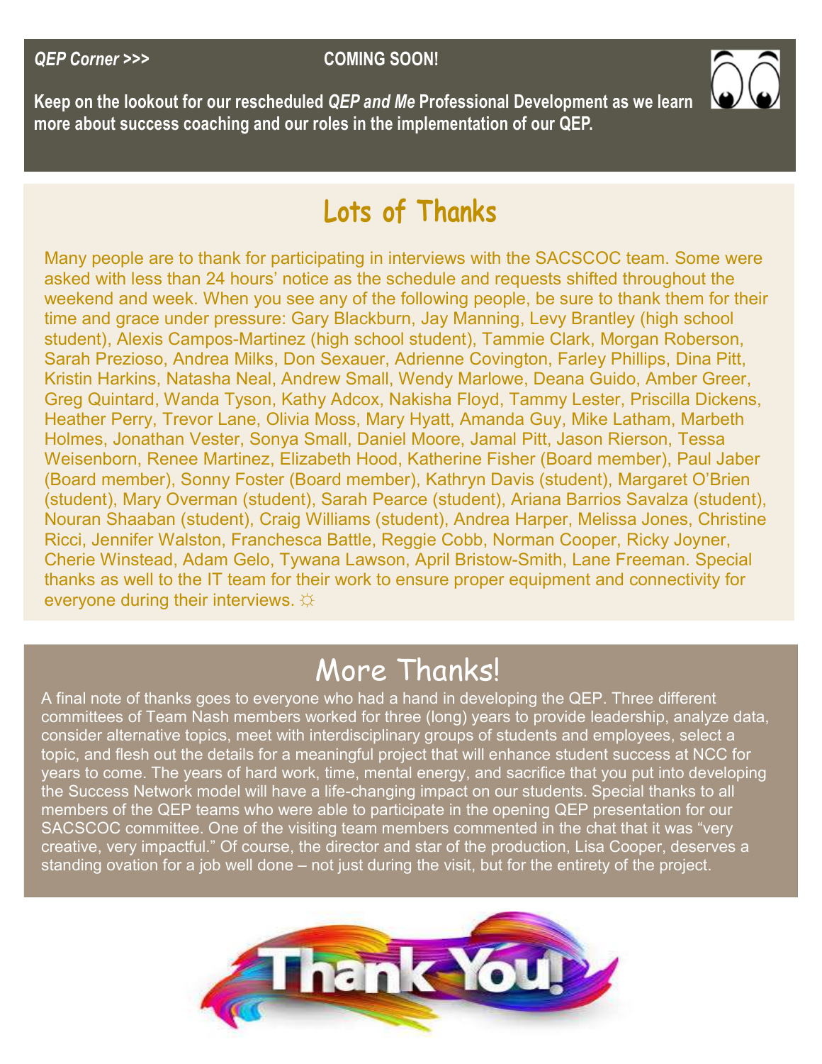*QEP Corner >>>* **COMING SOON!**

**Keep on the lookout for our rescheduled *QEP and Me* Professional Development as we learn more about success coaching and our roles in the implementation of our QEP.**

## Lots of Thanks

Many people are to thank for participating in interviews with the SACSCOC team. Some were asked with less than 24 hours' notice as the schedule and requests shifted throughout the weekend and week. When you see any of the following people, be sure to thank them for their time and grace under pressure: Gary Blackburn, Jay Manning, Levy Brantley (high school student), Alexis Campos-Martinez (high school student), Tammie Clark, Morgan Roberson, Sarah Prezioso, Andrea Milks, Don Sexauer, Adrienne Covington, Farley Phillips, Dina Pitt, Kristin Harkins, Natasha Neal, Andrew Small, Wendy Marlowe, Deana Guido, Amber Greer, Greg Quintard, Wanda Tyson, Kathy Adcox, Nakisha Floyd, Tammy Lester, Priscilla Dickens, Heather Perry, Trevor Lane, Olivia Moss, Mary Hyatt, Amanda Guy, Mike Latham, Marbeth Holmes, Jonathan Vester, Sonya Small, Daniel Moore, Jamal Pitt, Jason Rierson, Tessa Weisenborn, Renee Martinez, Elizabeth Hood, Katherine Fisher (Board member), Paul Jaber (Board member), Sonny Foster (Board member), Kathryn Davis (student), Margaret O'Brien (student), Mary Overman (student), Sarah Pearce (student), Ariana Barrios Savalza (student), Nouran Shaaban (student), Craig Williams (student), Andrea Harper, Melissa Jones, Christine Ricci, Jennifer Walston, Franchesca Battle, Reggie Cobb, Norman Cooper, Ricky Joyner, Cherie Winstead, Adam Gelo, Tywana Lawson, April Bristow-Smith, Lane Freeman. Special thanks as well to the IT team for their work to ensure proper equipment and connectivity for everyone during their interviews. ☼

## More Thanks!

A final note of thanks goes to everyone who had a hand in developing the QEP. Three different committees of Team Nash members worked for three (long) years to provide leadership, analyze data, consider alternative topics, meet with interdisciplinary groups of students and employees, select a topic, and flesh out the details for a meaningful project that will enhance student success at NCC for years to come. The years of hard work, time, mental energy, and sacrifice that you put into developing the Success Network model will have a life-changing impact on our students. Special thanks to all members of the QEP teams who were able to participate in the opening QEP presentation for our SACSCOC committee. One of the visiting team members commented in the chat that it was "very creative, very impactful." Of course, the director and star of the production, Lisa Cooper, deserves a standing ovation for a job well done – not just during the visit, but for the entirety of the project.

Thank You!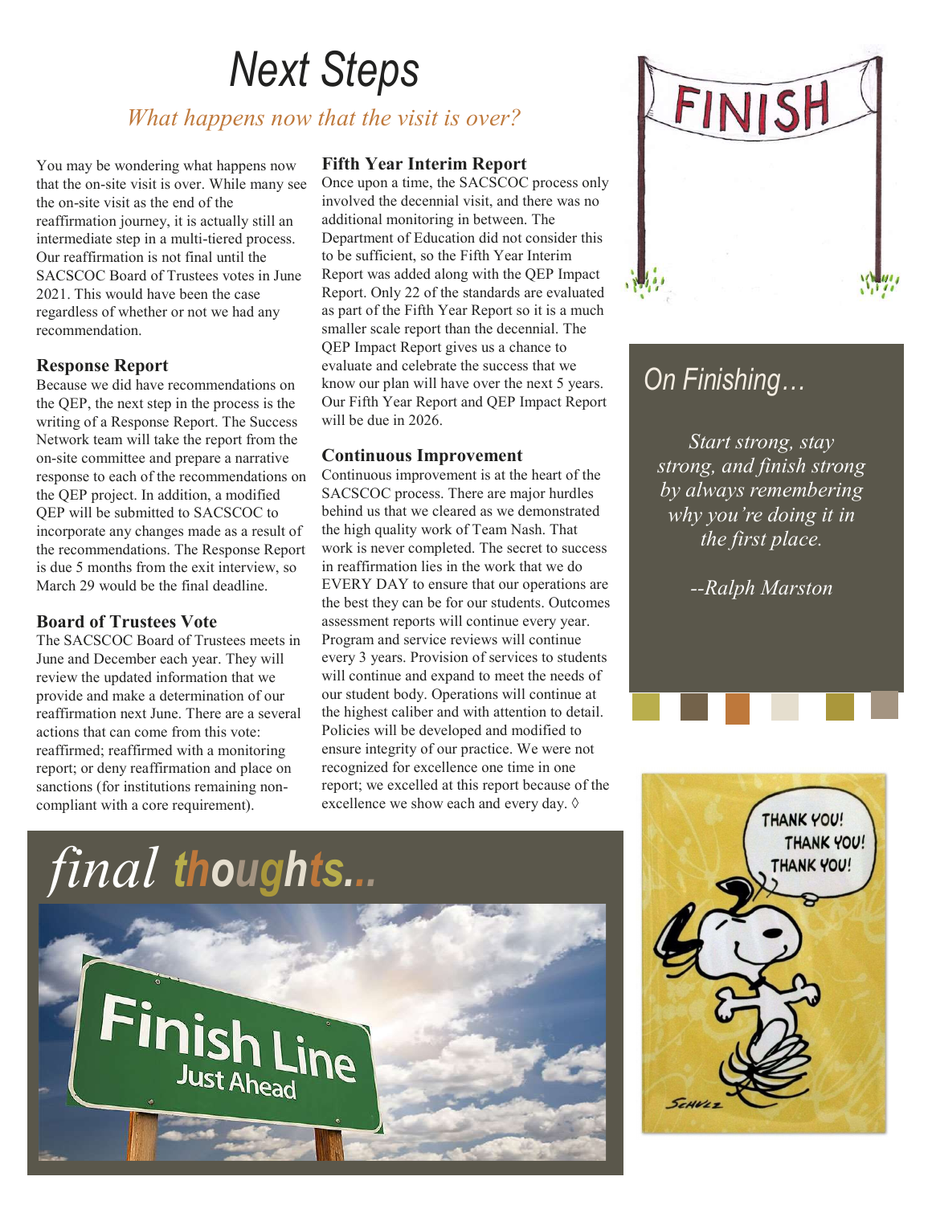# Next Steps

*What happens now that the visit is over?*

You may be wondering what happens now that the on-site visit is over. While many see the on-site visit as the end of the reaffirmation journey, it is actually still an intermediate step in a multi-tiered process. Our reaffirmation is not final until the SACSCOC Board of Trustees votes in June 2021. This would have been the case regardless of whether or not we had any recommendation.

### Response Report

Because we did have recommendations on the QEP, the next step in the process is the writing of a Response Report. The Success Network team will take the report from the on-site committee and prepare a narrative response to each of the recommendations on the QEP project. In addition, a modified QEP will be submitted to SACSCOC to incorporate any changes made as a result of the recommendations. The Response Report is due 5 months from the exit interview, so March 29 would be the final deadline.

### Board of Trustees Vote

The SACSCOC Board of Trustees meets in June and December each year. They will review the updated information that we provide and make a determination of our reaffirmation next June. There are a several actions that can come from this vote: reaffirmed; reaffirmed with a monitoring report; or deny reaffirmation and place on sanctions (for institutions remaining non-compliant with a core requirement).

### Fifth Year Interim Report

Once upon a time, the SACSCOC process only involved the decennial visit, and there was no additional monitoring in between. The Department of Education did not consider this to be sufficient, so the Fifth Year Interim Report was added along with the QEP Impact Report. Only 22 of the standards are evaluated as part of the Fifth Year Report so it is a much smaller scale report than the decennial. The QEP Impact Report gives us a chance to evaluate and celebrate the success that we know our plan will have over the next 5 years. Our Fifth Year Report and QEP Impact Report will be due in 2026.

### Continuous Improvement

Continuous improvement is at the heart of the SACSCOC process. There are major hurdles behind us that we cleared as we demonstrated the high quality work of Team Nash. That work is never completed. The secret to success in reaffirmation lies in the work that we do EVERY DAY to ensure that our operations are the best they can be for our students. Outcomes assessment reports will continue every year. Program and service reviews will continue every 3 years. Provision of services to students will continue and expand to meet the needs of our student body. Operations will continue at the highest caliber and with attention to detail. Policies will be developed and modified to ensure integrity of our practice. We were not recognized for excellence one time in one report; we excelled at this report because of the excellence we show each and every day. ◊

## On Finishing…

*Start strong, stay strong, and finish strong by always remembering why you're doing it in the first place.*

*--Ralph Marston*

## final thoughts...